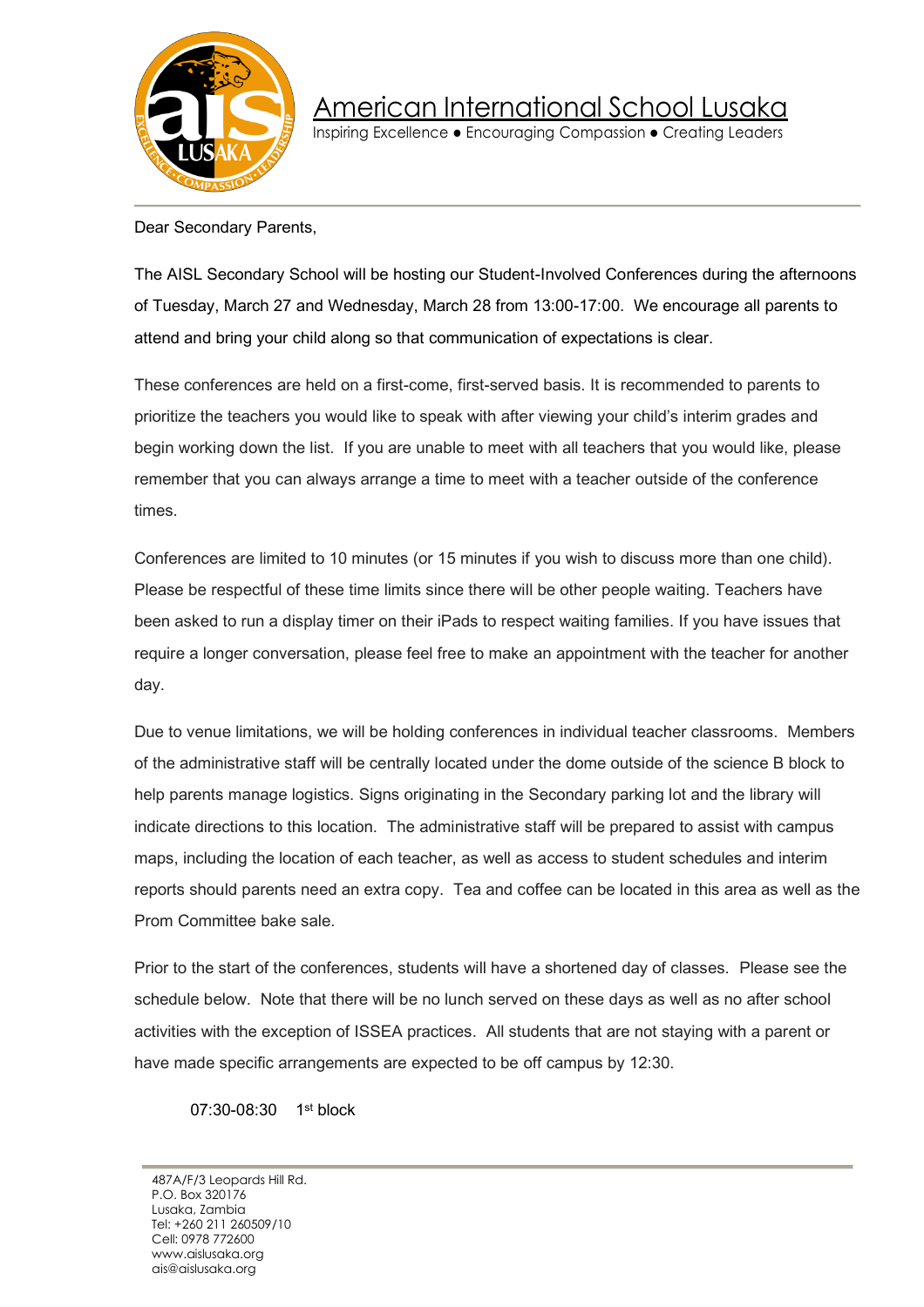# American International School Lusaka

Inspiring Excellence ● Encouraging Compassion ● Creating Leaders

Dear Secondary Parents,

The AISL Secondary School will be hosting our Student-Involved Conferences during the afternoons of Tuesday, March 27 and Wednesday, March 28 from 13:00-17:00. We encourage all parents to attend and bring your child along so that communication of expectations is clear.

These conferences are held on a first-come, first-served basis. It is recommended to parents to prioritize the teachers you would like to speak with after viewing your child's interim grades and begin working down the list. If you are unable to meet with all teachers that you would like, please remember that you can always arrange a time to meet with a teacher outside of the conference times.

Conferences are limited to 10 minutes (or 15 minutes if you wish to discuss more than one child). Please be respectful of these time limits since there will be other people waiting. Teachers have been asked to run a display timer on their iPads to respect waiting families. If you have issues that require a longer conversation, please feel free to make an appointment with the teacher for another day.

Due to venue limitations, we will be holding conferences in individual teacher classrooms. Members of the administrative staff will be centrally located under the dome outside of the science B block to help parents manage logistics. Signs originating in the Secondary parking lot and the library will indicate directions to this location. The administrative staff will be prepared to assist with campus maps, including the location of each teacher, as well as access to student schedules and interim reports should parents need an extra copy. Tea and coffee can be located in this area as well as the Prom Committee bake sale.

Prior to the start of the conferences, students will have a shortened day of classes. Please see the schedule below. Note that there will be no lunch served on these days as well as no after school activities with the exception of ISSEA practices. All students that are not staying with a parent or have made specific arrangements are expected to be off campus by 12:30.

07:30-08:30 1st block

487A/F/3 Leopards Hill Rd.
P.O. Box 320176
Lusaka, Zambia
Tel: +260 211 260509/10
Cell: 0978 772600
www.aislusaka.org
ais@aislusaka.org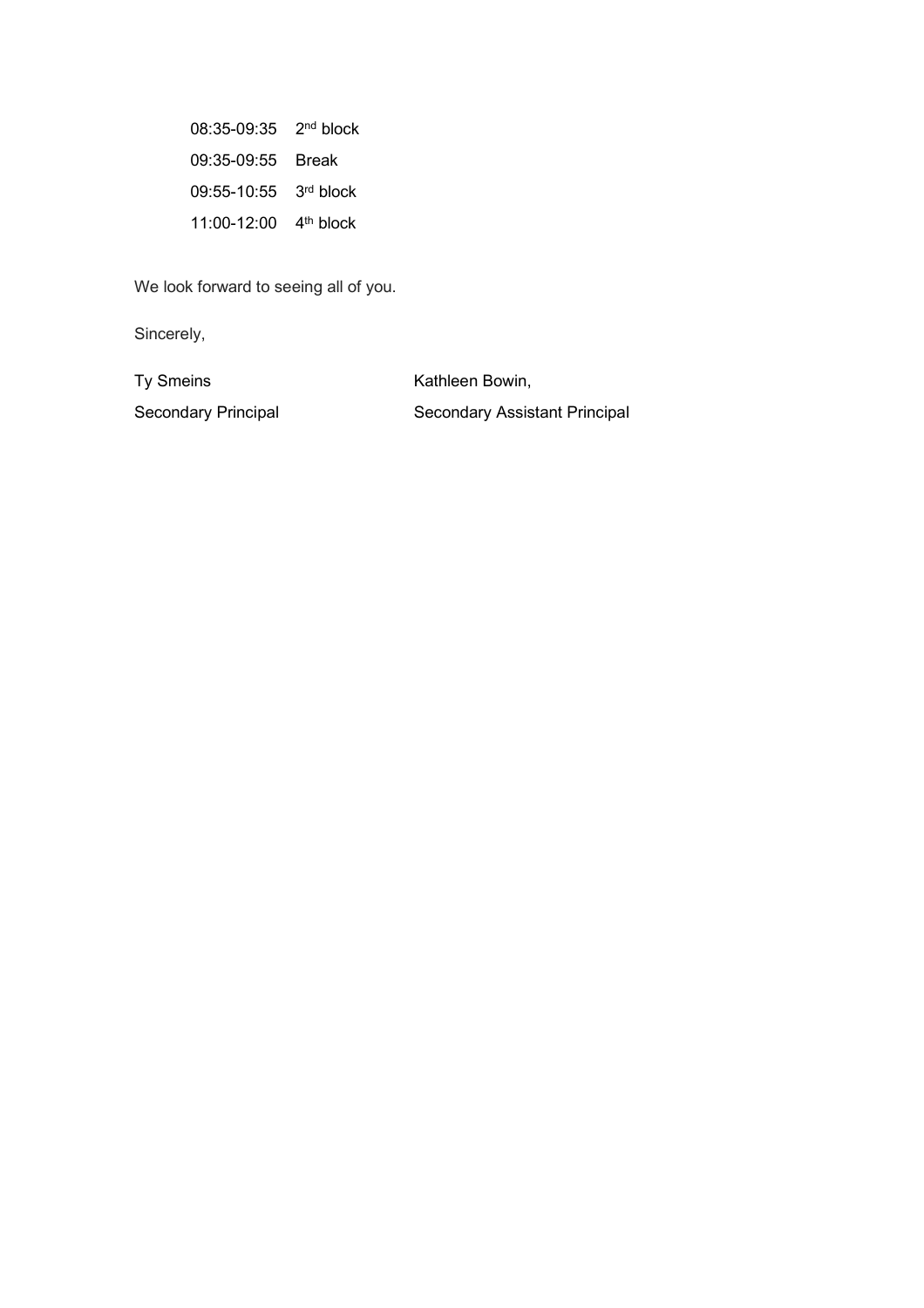| | |
|---|---|
| 08:35-09:35 | 2nd block |
| 09:35-09:55 | Break |
| 09:55-10:55 | 3rd block |
| 11:00-12:00 | 4th block |

We look forward to seeing all of you.

Sincerely,

Ty Smeins
Secondary Principal

Kathleen Bowin,
Secondary Assistant Principal